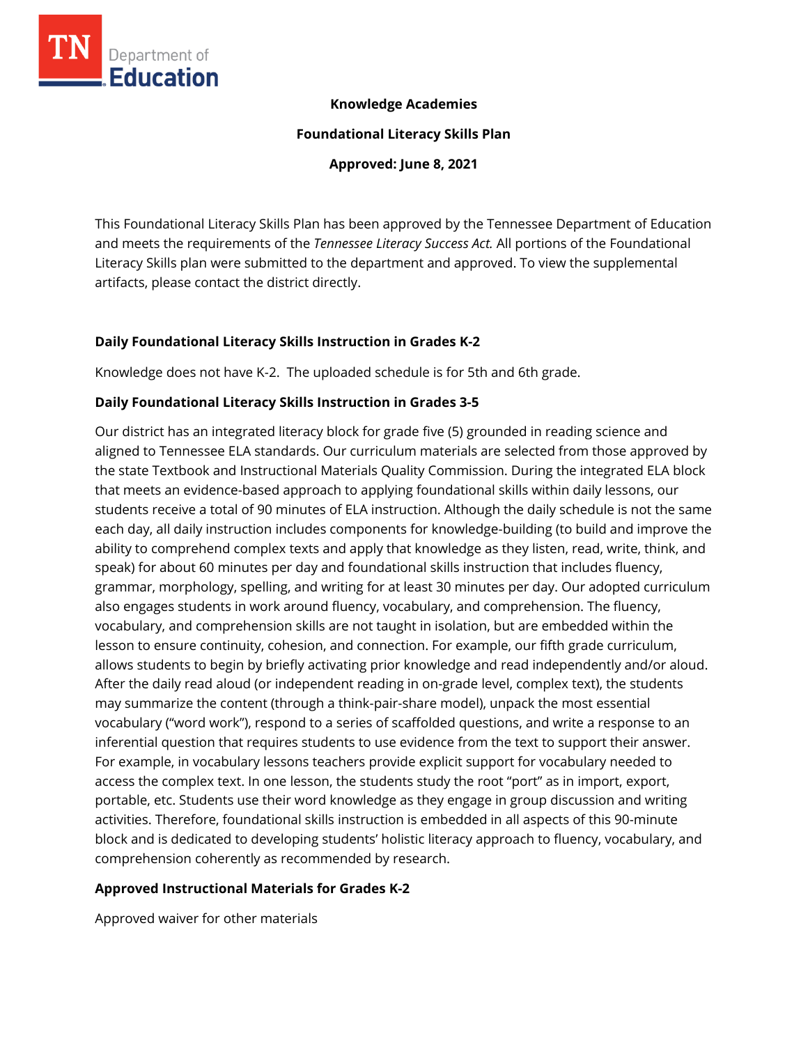**Knowledge Academies**

**Foundational Literacy Skills Plan**

**Approved: June 8, 2021**

This Foundational Literacy Skills Plan has been approved by the Tennessee Department of Education and meets the requirements of the *Tennessee Literacy Success Act.* All portions of the Foundational Literacy Skills plan were submitted to the department and approved. To view the supplemental artifacts, please contact the district directly.

### Daily Foundational Literacy Skills Instruction in Grades K-2

Knowledge does not have K-2. The uploaded schedule is for 5th and 6th grade.

### Daily Foundational Literacy Skills Instruction in Grades 3-5

Our district has an integrated literacy block for grade five (5) grounded in reading science and aligned to Tennessee ELA standards. Our curriculum materials are selected from those approved by the state Textbook and Instructional Materials Quality Commission. During the integrated ELA block that meets an evidence-based approach to applying foundational skills within daily lessons, our students receive a total of 90 minutes of ELA instruction. Although the daily schedule is not the same each day, all daily instruction includes components for knowledge-building (to build and improve the ability to comprehend complex texts and apply that knowledge as they listen, read, write, think, and speak) for about 60 minutes per day and foundational skills instruction that includes fluency, grammar, morphology, spelling, and writing for at least 30 minutes per day. Our adopted curriculum also engages students in work around fluency, vocabulary, and comprehension. The fluency, vocabulary, and comprehension skills are not taught in isolation, but are embedded within the lesson to ensure continuity, cohesion, and connection. For example, our fifth grade curriculum, allows students to begin by briefly activating prior knowledge and read independently and/or aloud. After the daily read aloud (or independent reading in on-grade level, complex text), the students may summarize the content (through a think-pair-share model), unpack the most essential vocabulary ("word work"), respond to a series of scaffolded questions, and write a response to an inferential question that requires students to use evidence from the text to support their answer. For example, in vocabulary lessons teachers provide explicit support for vocabulary needed to access the complex text. In one lesson, the students study the root "port" as in import, export, portable, etc. Students use their word knowledge as they engage in group discussion and writing activities. Therefore, foundational skills instruction is embedded in all aspects of this 90-minute block and is dedicated to developing students' holistic literacy approach to fluency, vocabulary, and comprehension coherently as recommended by research.

### Approved Instructional Materials for Grades K-2

Approved waiver for other materials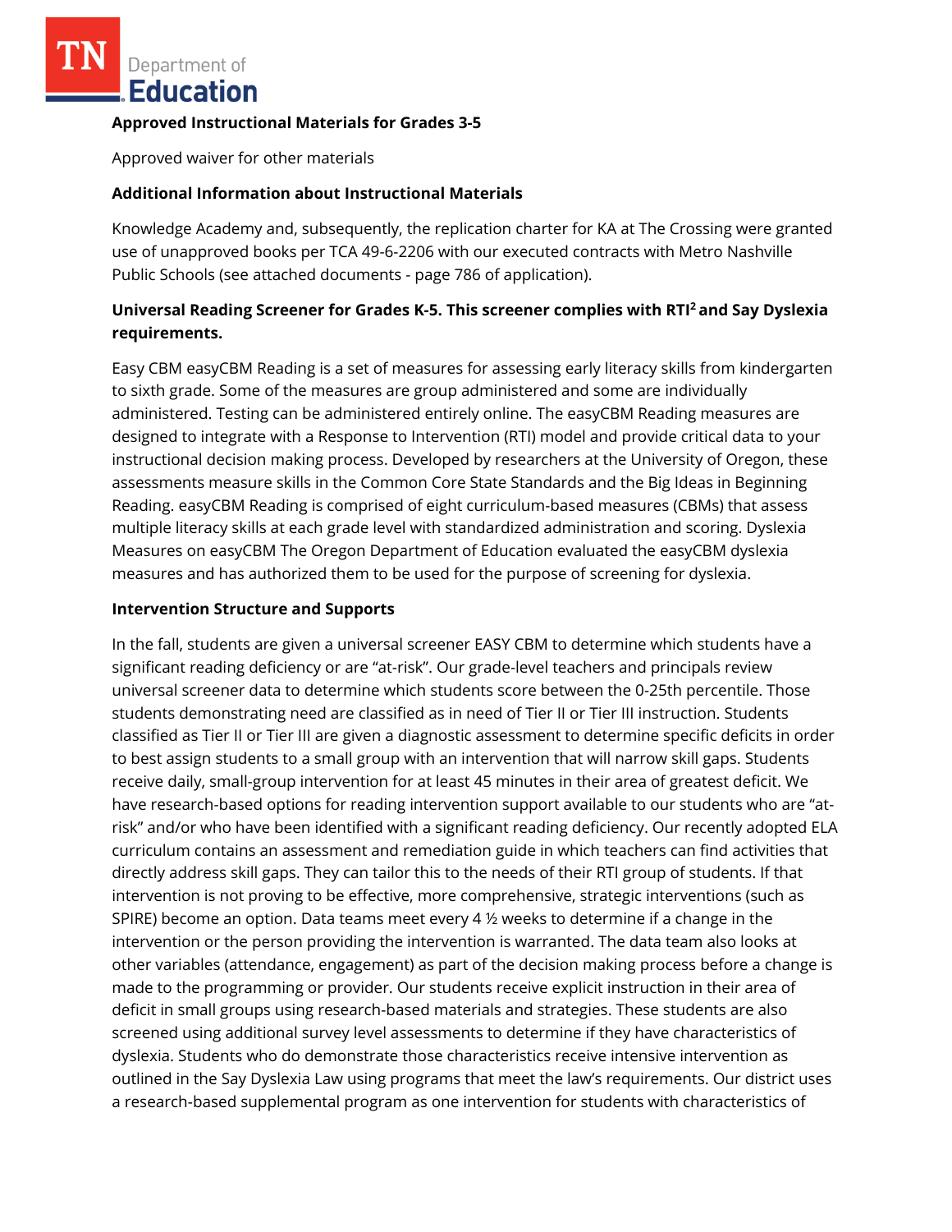**Approved Instructional Materials for Grades 3-5**

Approved waiver for other materials

**Additional Information about Instructional Materials**

Knowledge Academy and, subsequently, the replication charter for KA at The Crossing were granted use of unapproved books per TCA 49-6-2206 with our executed contracts with Metro Nashville Public Schools (see attached documents - page 786 of application).

**Universal Reading Screener for Grades K-5. This screener complies with RTI² and Say Dyslexia requirements.**

Easy CBM easyCBM Reading is a set of measures for assessing early literacy skills from kindergarten to sixth grade. Some of the measures are group administered and some are individually administered. Testing can be administered entirely online. The easyCBM Reading measures are designed to integrate with a Response to Intervention (RTI) model and provide critical data to your instructional decision making process. Developed by researchers at the University of Oregon, these assessments measure skills in the Common Core State Standards and the Big Ideas in Beginning Reading. easyCBM Reading is comprised of eight curriculum-based measures (CBMs) that assess multiple literacy skills at each grade level with standardized administration and scoring. Dyslexia Measures on easyCBM The Oregon Department of Education evaluated the easyCBM dyslexia measures and has authorized them to be used for the purpose of screening for dyslexia.

**Intervention Structure and Supports**

In the fall, students are given a universal screener EASY CBM to determine which students have a significant reading deficiency or are "at-risk". Our grade-level teachers and principals review universal screener data to determine which students score between the 0-25th percentile. Those students demonstrating need are classified as in need of Tier II or Tier III instruction. Students classified as Tier II or Tier III are given a diagnostic assessment to determine specific deficits in order to best assign students to a small group with an intervention that will narrow skill gaps. Students receive daily, small-group intervention for at least 45 minutes in their area of greatest deficit. We have research-based options for reading intervention support available to our students who are "at-risk" and/or who have been identified with a significant reading deficiency. Our recently adopted ELA curriculum contains an assessment and remediation guide in which teachers can find activities that directly address skill gaps. They can tailor this to the needs of their RTI group of students. If that intervention is not proving to be effective, more comprehensive, strategic interventions (such as SPIRE) become an option. Data teams meet every 4 ½ weeks to determine if a change in the intervention or the person providing the intervention is warranted. The data team also looks at other variables (attendance, engagement) as part of the decision making process before a change is made to the programming or provider. Our students receive explicit instruction in their area of deficit in small groups using research-based materials and strategies. These students are also screened using additional survey level assessments to determine if they have characteristics of dyslexia. Students who do demonstrate those characteristics receive intensive intervention as outlined in the Say Dyslexia Law using programs that meet the law's requirements. Our district uses a research-based supplemental program as one intervention for students with characteristics of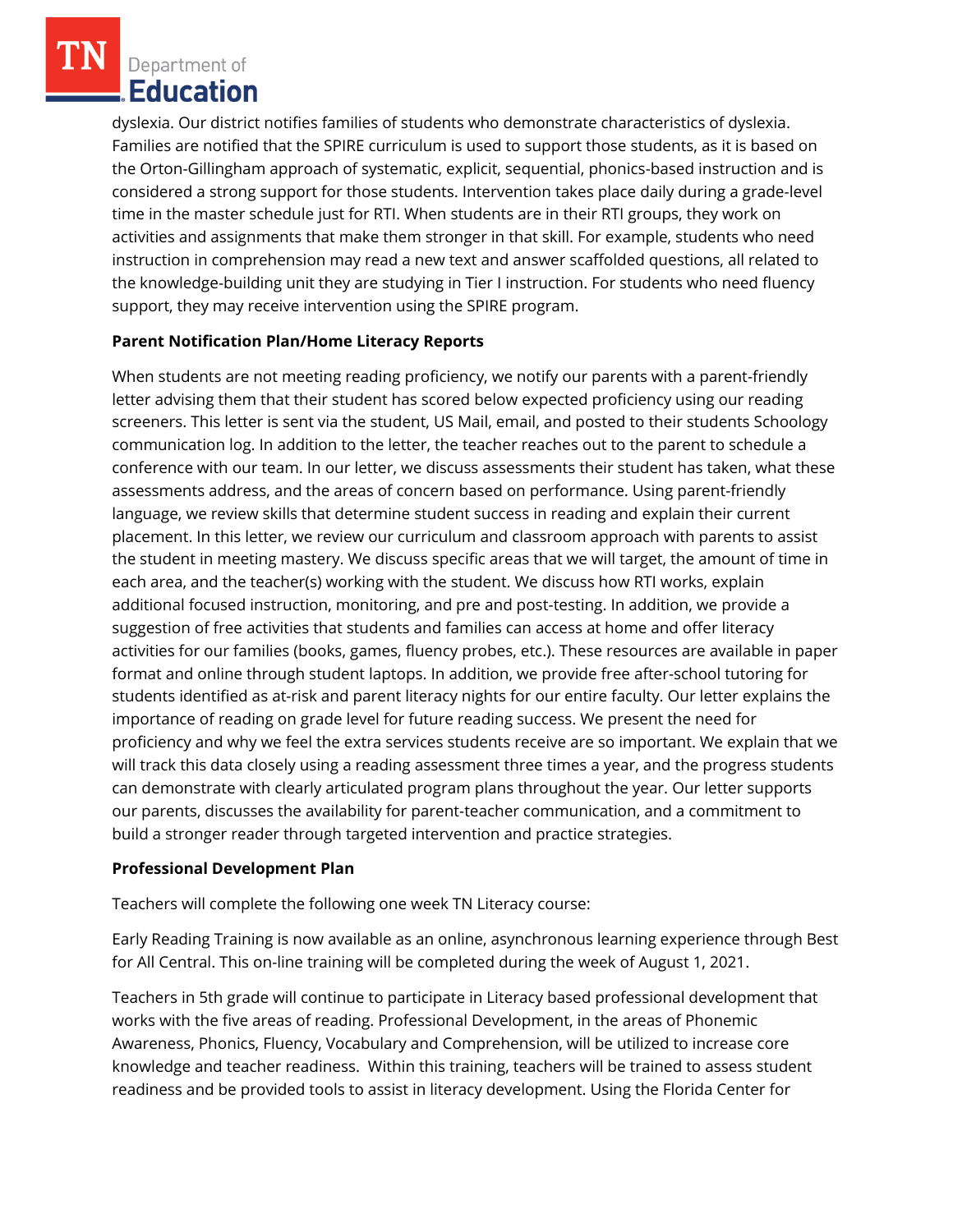dyslexia. Our district notifies families of students who demonstrate characteristics of dyslexia. Families are notified that the SPIRE curriculum is used to support those students, as it is based on the Orton-Gillingham approach of systematic, explicit, sequential, phonics-based instruction and is considered a strong support for those students. Intervention takes place daily during a grade-level time in the master schedule just for RTI. When students are in their RTI groups, they work on activities and assignments that make them stronger in that skill. For example, students who need instruction in comprehension may read a new text and answer scaffolded questions, all related to the knowledge-building unit they are studying in Tier I instruction. For students who need fluency support, they may receive intervention using the SPIRE program.

**Parent Notification Plan/Home Literacy Reports**

When students are not meeting reading proficiency, we notify our parents with a parent-friendly letter advising them that their student has scored below expected proficiency using our reading screeners. This letter is sent via the student, US Mail, email, and posted to their students Schoology communication log. In addition to the letter, the teacher reaches out to the parent to schedule a conference with our team. In our letter, we discuss assessments their student has taken, what these assessments address, and the areas of concern based on performance. Using parent-friendly language, we review skills that determine student success in reading and explain their current placement. In this letter, we review our curriculum and classroom approach with parents to assist the student in meeting mastery. We discuss specific areas that we will target, the amount of time in each area, and the teacher(s) working with the student. We discuss how RTI works, explain additional focused instruction, monitoring, and pre and post-testing. In addition, we provide a suggestion of free activities that students and families can access at home and offer literacy activities for our families (books, games, fluency probes, etc.). These resources are available in paper format and online through student laptops. In addition, we provide free after-school tutoring for students identified as at-risk and parent literacy nights for our entire faculty. Our letter explains the importance of reading on grade level for future reading success. We present the need for proficiency and why we feel the extra services students receive are so important. We explain that we will track this data closely using a reading assessment three times a year, and the progress students can demonstrate with clearly articulated program plans throughout the year. Our letter supports our parents, discusses the availability for parent-teacher communication, and a commitment to build a stronger reader through targeted intervention and practice strategies.

**Professional Development Plan**

Teachers will complete the following one week TN Literacy course:

Early Reading Training is now available as an online, asynchronous learning experience through Best for All Central. This on-line training will be completed during the week of August 1, 2021.

Teachers in 5th grade will continue to participate in Literacy based professional development that works with the five areas of reading. Professional Development, in the areas of Phonemic Awareness, Phonics, Fluency, Vocabulary and Comprehension, will be utilized to increase core knowledge and teacher readiness. Within this training, teachers will be trained to assess student readiness and be provided tools to assist in literacy development. Using the Florida Center for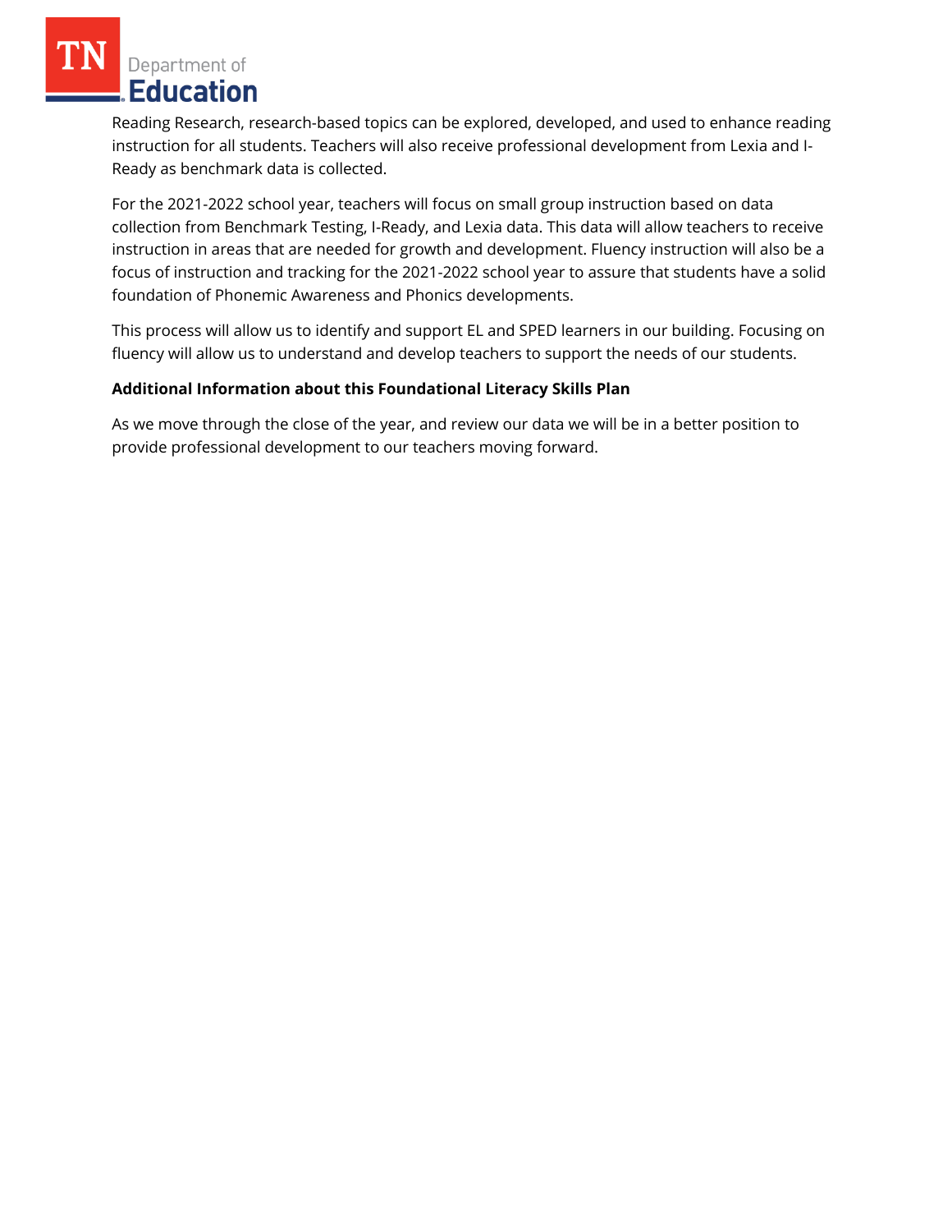Reading Research, research-based topics can be explored, developed, and used to enhance reading instruction for all students. Teachers will also receive professional development from Lexia and I-Ready as benchmark data is collected.

For the 2021-2022 school year, teachers will focus on small group instruction based on data collection from Benchmark Testing, I-Ready, and Lexia data. This data will allow teachers to receive instruction in areas that are needed for growth and development. Fluency instruction will also be a focus of instruction and tracking for the 2021-2022 school year to assure that students have a solid foundation of Phonemic Awareness and Phonics developments.

This process will allow us to identify and support EL and SPED learners in our building. Focusing on fluency will allow us to understand and develop teachers to support the needs of our students.

**Additional Information about this Foundational Literacy Skills Plan**

As we move through the close of the year, and review our data we will be in a better position to provide professional development to our teachers moving forward.